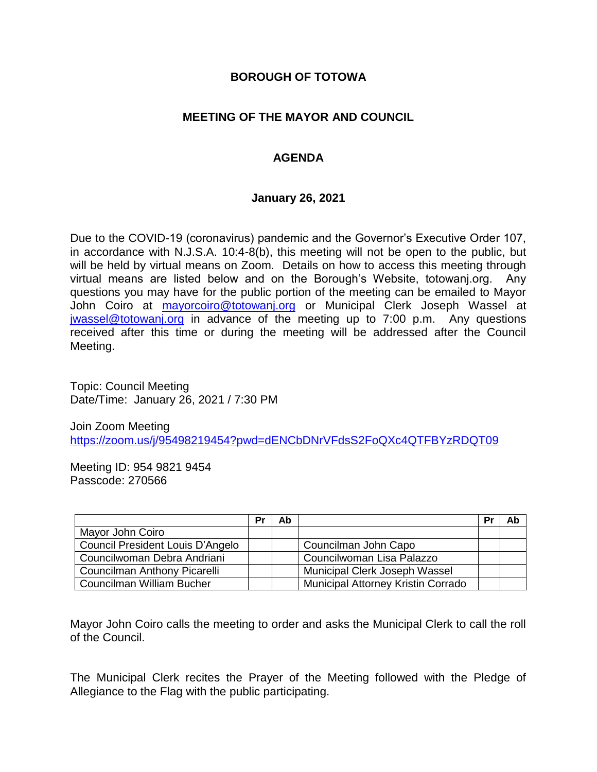# BOROUGH OF TOTOWA

## MEETING OF THE MAYOR AND COUNCIL

## AGENDA

### January 26, 2021

Due to the COVID-19 (coronavirus) pandemic and the Governor's Executive Order 107, in accordance with N.J.S.A. 10:4-8(b), this meeting will not be open to the public, but will be held by virtual means on Zoom. Details on how to access this meeting through virtual means are listed below and on the Borough's Website, totowanj.org. Any questions you may have for the public portion of the meeting can be emailed to Mayor John Coiro at [mayorcoiro@totowanj.org](mailto:mayorcoiro@totowanj.org) or Municipal Clerk Joseph Wassel at [jwassel@totowanj.org](mailto:jwassel@totowanj.org) in advance of the meeting up to 7:00 p.m. Any questions received after this time or during the meeting will be addressed after the Council Meeting.

Topic: Council Meeting
Date/Time: January 26, 2021 / 7:30 PM

Join Zoom Meeting
[https://zoom.us/j/95498219454?pwd=dENCbDNrVFdsS2FoQXc4QTFBYzRDQT09](https://zoom.us/j/95498219454?pwd=dENCbDNrVFdsS2FoQXc4QTFBYzRDQT09)

Meeting ID: 954 9821 9454
Passcode: 270566

| | Pr | Ab | | Pr | Ab |
|---|---|---|---|---|---|
| Mayor John Coiro | | | | | |
| Council President Louis D'Angelo | | | Councilman John Capo | | |
| Councilwoman Debra Andriani | | | Councilwoman Lisa Palazzo | | |
| Councilman Anthony Picarelli | | | Municipal Clerk Joseph Wassel | | |
| Councilman William Bucher | | | Municipal Attorney Kristin Corrado | | |

Mayor John Coiro calls the meeting to order and asks the Municipal Clerk to call the roll of the Council.

The Municipal Clerk recites the Prayer of the Meeting followed with the Pledge of Allegiance to the Flag with the public participating.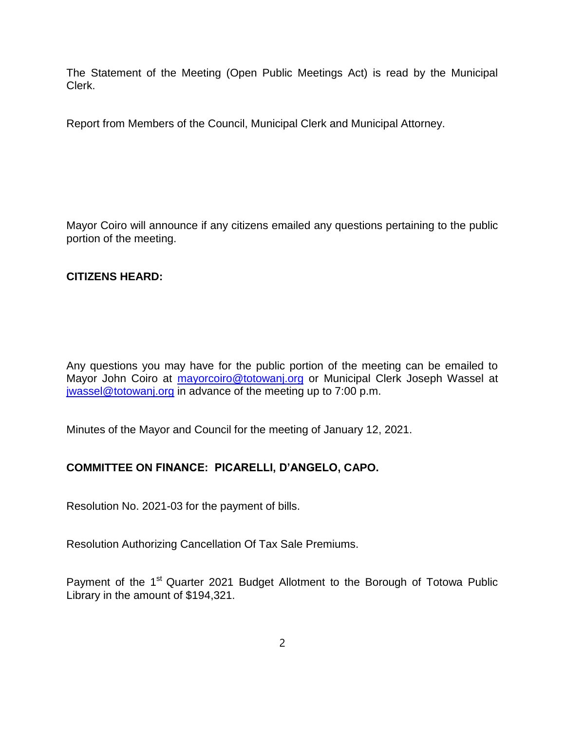The Statement of the Meeting (Open Public Meetings Act) is read by the Municipal Clerk.

Report from Members of the Council, Municipal Clerk and Municipal Attorney.

Mayor Coiro will announce if any citizens emailed any questions pertaining to the public portion of the meeting.

**CITIZENS HEARD:**

Any questions you may have for the public portion of the meeting can be emailed to Mayor John Coiro at mayorcoiro@totowanj.org or Municipal Clerk Joseph Wassel at jwassel@totowanj.org in advance of the meeting up to 7:00 p.m.

Minutes of the Mayor and Council for the meeting of January 12, 2021.

**COMMITTEE ON FINANCE: PICARELLI, D'ANGELO, CAPO.**

Resolution No. 2021-03 for the payment of bills.

Resolution Authorizing Cancellation Of Tax Sale Premiums.

Payment of the 1st Quarter 2021 Budget Allotment to the Borough of Totowa Public Library in the amount of $194,321.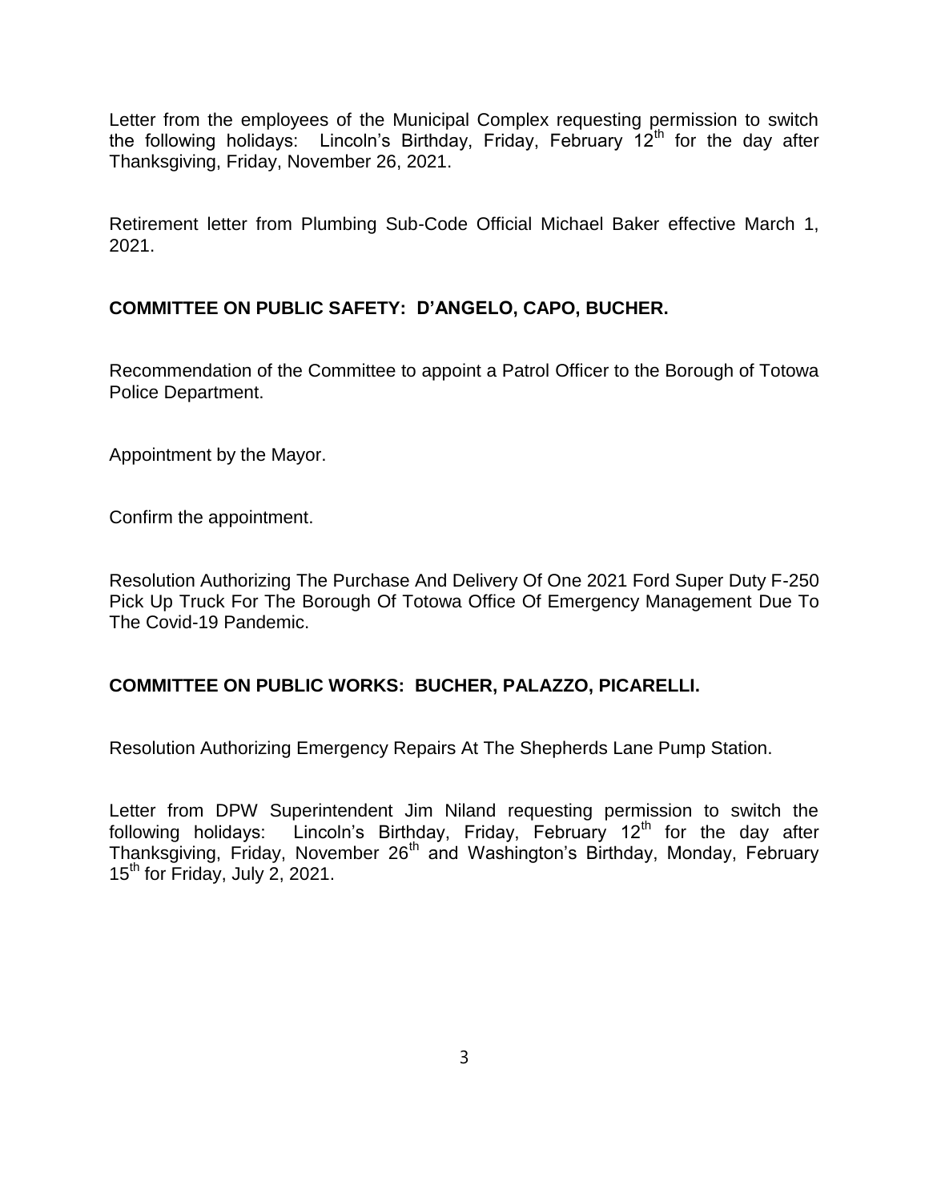Letter from the employees of the Municipal Complex requesting permission to switch the following holidays: Lincoln's Birthday, Friday, February 12th for the day after Thanksgiving, Friday, November 26, 2021.

Retirement letter from Plumbing Sub-Code Official Michael Baker effective March 1, 2021.

## COMMITTEE ON PUBLIC SAFETY: D'ANGELO, CAPO, BUCHER.

Recommendation of the Committee to appoint a Patrol Officer to the Borough of Totowa Police Department.

Appointment by the Mayor.

Confirm the appointment.

Resolution Authorizing The Purchase And Delivery Of One 2021 Ford Super Duty F-250 Pick Up Truck For The Borough Of Totowa Office Of Emergency Management Due To The Covid-19 Pandemic.

## COMMITTEE ON PUBLIC WORKS: BUCHER, PALAZZO, PICARELLI.

Resolution Authorizing Emergency Repairs At The Shepherds Lane Pump Station.

Letter from DPW Superintendent Jim Niland requesting permission to switch the following holidays: Lincoln's Birthday, Friday, February 12th for the day after Thanksgiving, Friday, November 26th and Washington's Birthday, Monday, February 15th for Friday, July 2, 2021.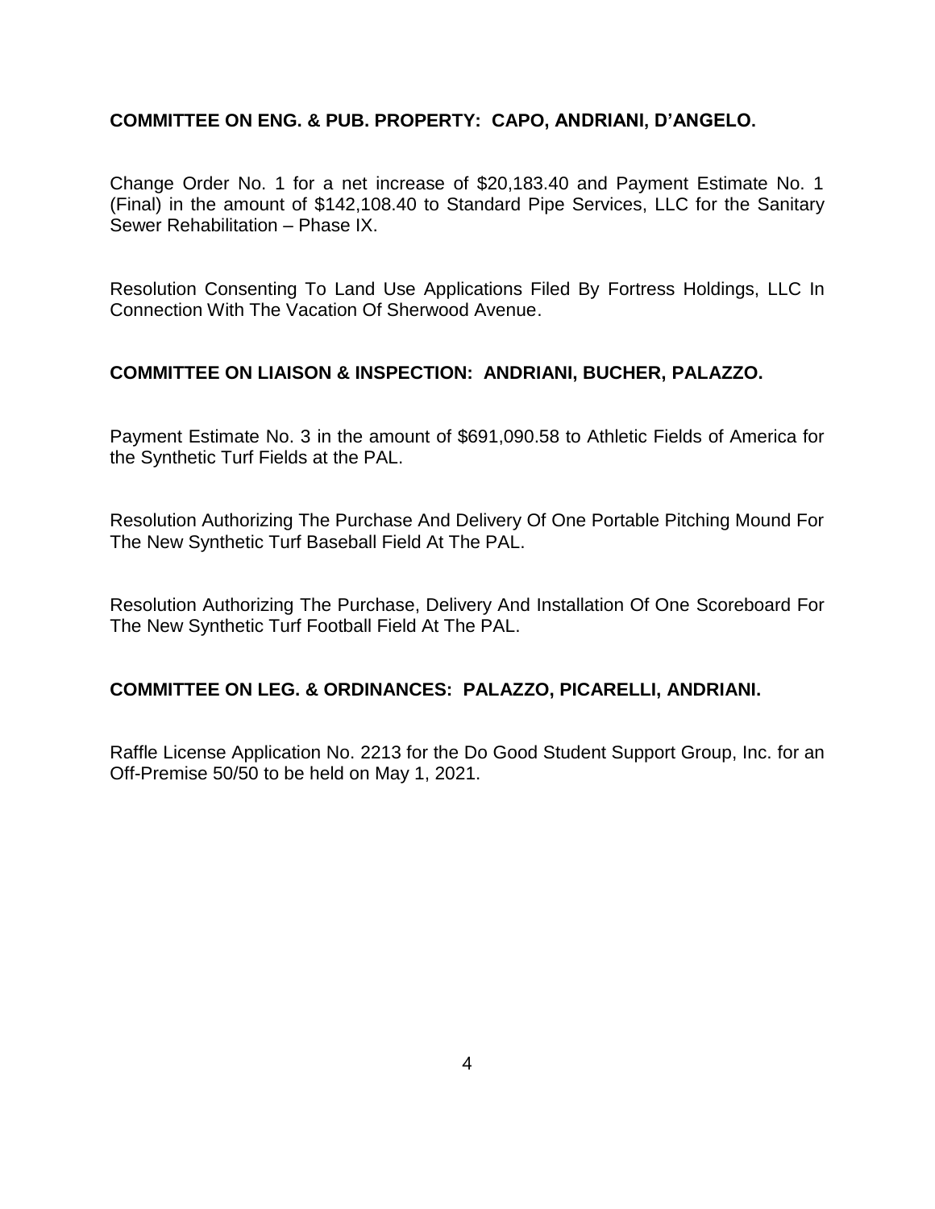**COMMITTEE ON ENG. & PUB. PROPERTY: CAPO, ANDRIANI, D'ANGELO.**

Change Order No. 1 for a net increase of $20,183.40 and Payment Estimate No. 1 (Final) in the amount of $142,108.40 to Standard Pipe Services, LLC for the Sanitary Sewer Rehabilitation – Phase IX.

Resolution Consenting To Land Use Applications Filed By Fortress Holdings, LLC In Connection With The Vacation Of Sherwood Avenue.

**COMMITTEE ON LIAISON & INSPECTION: ANDRIANI, BUCHER, PALAZZO.**

Payment Estimate No. 3 in the amount of $691,090.58 to Athletic Fields of America for the Synthetic Turf Fields at the PAL.

Resolution Authorizing The Purchase And Delivery Of One Portable Pitching Mound For The New Synthetic Turf Baseball Field At The PAL.

Resolution Authorizing The Purchase, Delivery And Installation Of One Scoreboard For The New Synthetic Turf Football Field At The PAL.

**COMMITTEE ON LEG. & ORDINANCES: PALAZZO, PICARELLI, ANDRIANI.**

Raffle License Application No. 2213 for the Do Good Student Support Group, Inc. for an Off-Premise 50/50 to be held on May 1, 2021.